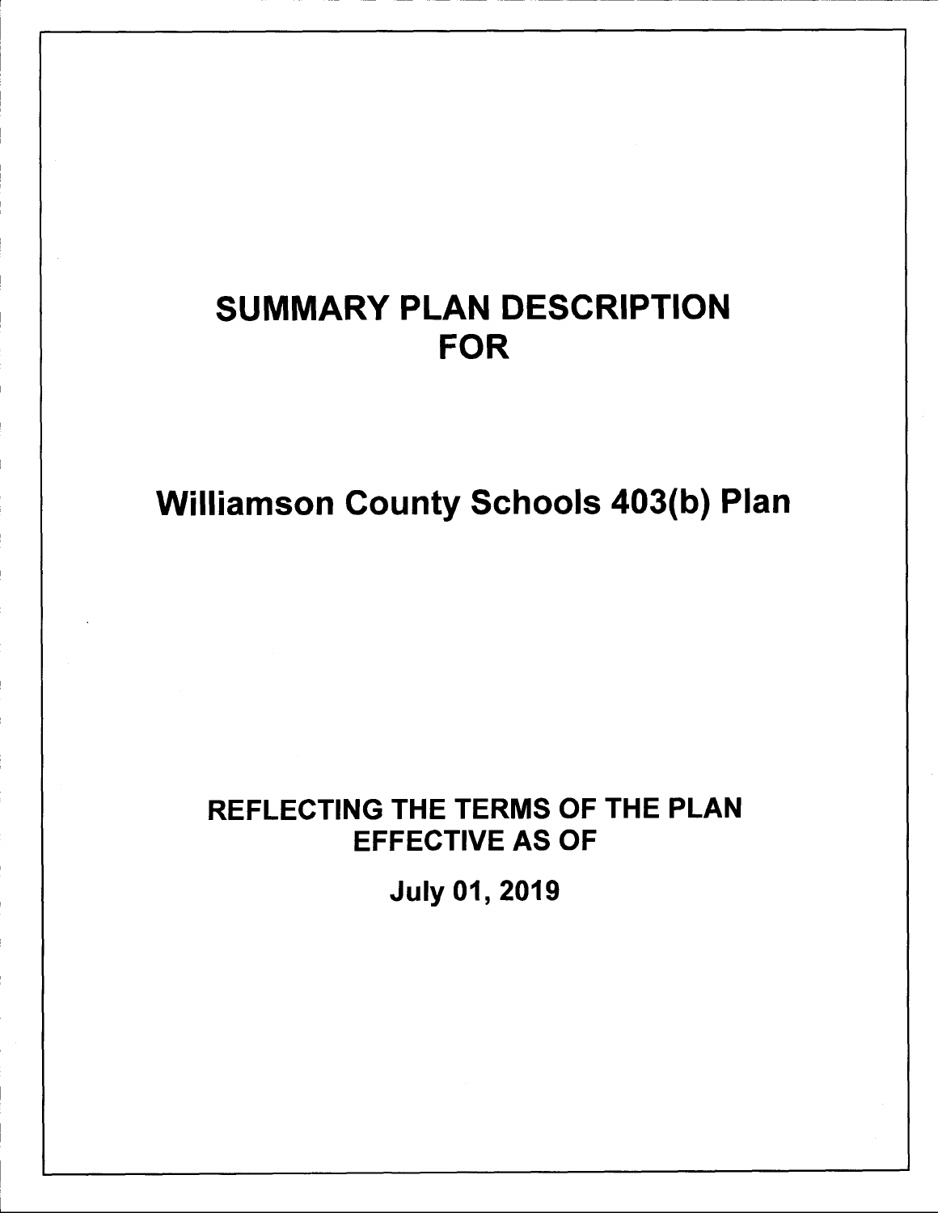# SUMMARY PLAN DESCRIPTION FOR

# Williamson County Schools 403(b) Plan

## REFLECTING THE TERMS OF THE PLAN EFFECTIVE AS OF

## July 01, 2019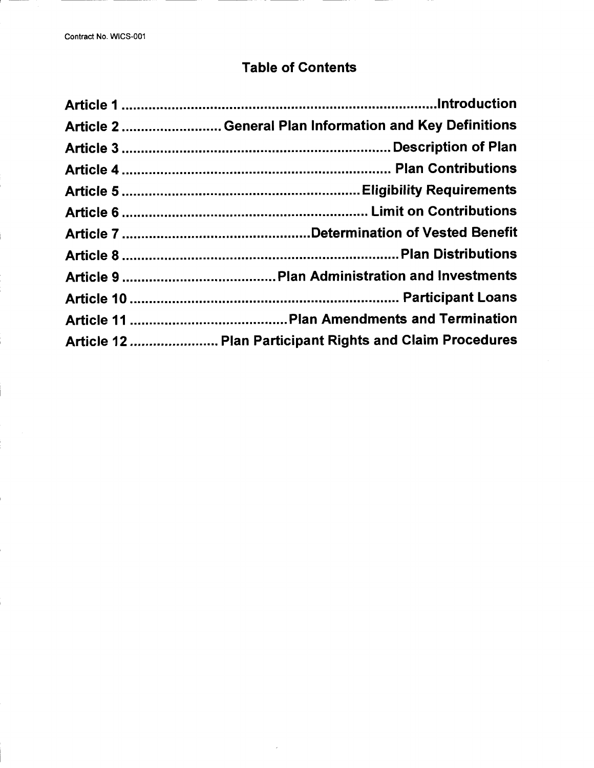# Table of Contents

| | |
|---|---|
| **Article 1** | **Introduction** |
| **Article 2** | **General Plan Information and Key Definitions** |
| **Article 3** | **Description of Plan** |
| **Article 4** | **Plan Contributions** |
| **Article 5** | **Eligibility Requirements** |
| **Article 6** | **Limit on Contributions** |
| **Article 7** | **Determination of Vested Benefit** |
| **Article 8** | **Plan Distributions** |
| **Article 9** | **Plan Administration and Investments** |
| **Article 10** | **Participant Loans** |
| **Article 11** | **Plan Amendments and Termination** |
| **Article 12** | **Plan Participant Rights and Claim Procedures** |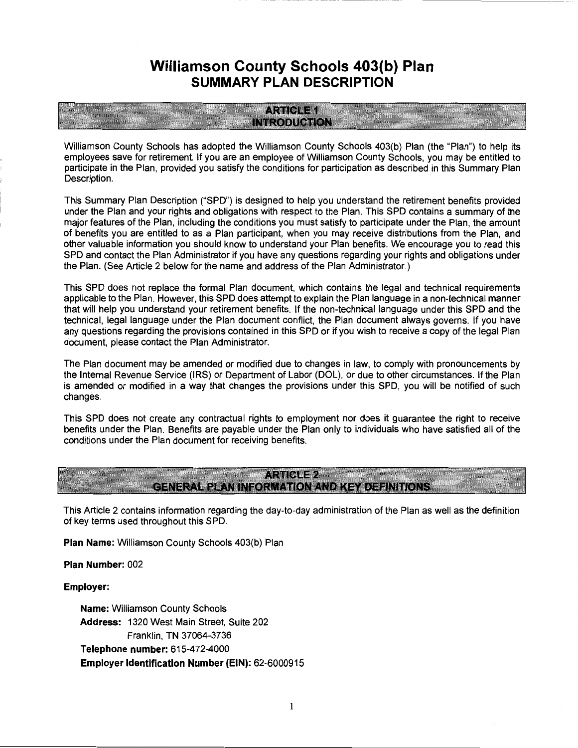# Williamson County Schools 403(b) Plan
## SUMMARY PLAN DESCRIPTION

## ARTICLE 1
## INTRODUCTION

Williamson County Schools has adopted the Williamson County Schools 403(b) Plan (the "Plan") to help its employees save for retirement. If you are an employee of Williamson County Schools, you may be entitled to participate in the Plan, provided you satisfy the conditions for participation as described in this Summary Plan Description.

This Summary Plan Description ("SPD") is designed to help you understand the retirement benefits provided under the Plan and your rights and obligations with respect to the Plan. This SPD contains a summary of the major features of the Plan, including the conditions you must satisfy to participate under the Plan, the amount of benefits you are entitled to as a Plan participant, when you may receive distributions from the Plan, and other valuable information you should know to understand your Plan benefits. We encourage you to read this SPD and contact the Plan Administrator if you have any questions regarding your rights and obligations under the Plan. (See Article 2 below for the name and address of the Plan Administrator.)

This SPD does not replace the formal Plan document, which contains the legal and technical requirements applicable to the Plan. However, this SPD does attempt to explain the Plan language in a non-technical manner that will help you understand your retirement benefits. If the non-technical language under this SPD and the technical, legal language under the Plan document conflict, the Plan document always governs. If you have any questions regarding the provisions contained in this SPD or if you wish to receive a copy of the legal Plan document, please contact the Plan Administrator.

The Plan document may be amended or modified due to changes in law, to comply with pronouncements by the Internal Revenue Service (IRS) or Department of Labor (DOL), or due to other circumstances. If the Plan is amended or modified in a way that changes the provisions under this SPD, you will be notified of such changes.

This SPD does not create any contractual rights to employment nor does it guarantee the right to receive benefits under the Plan. Benefits are payable under the Plan only to individuals who have satisfied all of the conditions under the Plan document for receiving benefits.

## ARTICLE 2
## GENERAL PLAN INFORMATION AND KEY DEFINITIONS

This Article 2 contains information regarding the day-to-day administration of the Plan as well as the definition of key terms used throughout this SPD.

**Plan Name:** Williamson County Schools 403(b) Plan

**Plan Number:** 002

**Employer:**

**Name:** Williamson County Schools
**Address:** 1320 West Main Street, Suite 202
Franklin, TN 37064-3736
**Telephone number:** 615-472-4000
**Employer Identification Number (EIN):** 62-6000915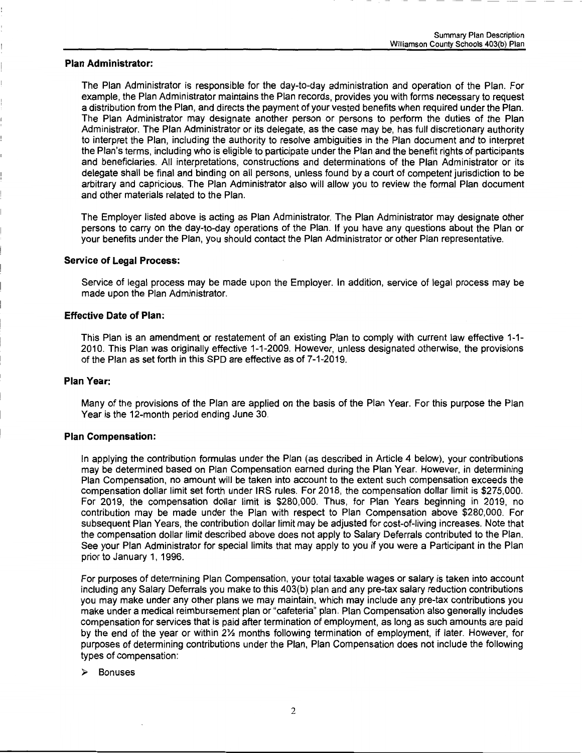**Plan Administrator:**

The Plan Administrator is responsible for the day-to-day administration and operation of the Plan. For example, the Plan Administrator maintains the Plan records, provides you with forms necessary to request a distribution from the Plan, and directs the payment of your vested benefits when required under the Plan. The Plan Administrator may designate another person or persons to perform the duties of the Plan Administrator. The Plan Administrator or its delegate, as the case may be, has full discretionary authority to interpret the Plan, including the authority to resolve ambiguities in the Plan document and to interpret the Plan's terms, including who is eligible to participate under the Plan and the benefit rights of participants and beneficiaries. All interpretations, constructions and determinations of the Plan Administrator or its delegate shall be final and binding on all persons, unless found by a court of competent jurisdiction to be arbitrary and capricious. The Plan Administrator also will allow you to review the formal Plan document and other materials related to the Plan.

The Employer listed above is acting as Plan Administrator. The Plan Administrator may designate other persons to carry on the day-to-day operations of the Plan. If you have any questions about the Plan or your benefits under the Plan, you should contact the Plan Administrator or other Plan representative.

**Service of Legal Process:**

Service of legal process may be made upon the Employer. In addition, service of legal process may be made upon the Plan Administrator.

**Effective Date of Plan:**

This Plan is an amendment or restatement of an existing Plan to comply with current law effective 1-1-2010. This Plan was originally effective 1-1-2009. However, unless designated otherwise, the provisions of the Plan as set forth in this SPD are effective as of 7-1-2019.

**Plan Year:**

Many of the provisions of the Plan are applied on the basis of the Plan Year. For this purpose the Plan Year is the 12-month period ending June 30.

**Plan Compensation:**

In applying the contribution formulas under the Plan (as described in Article 4 below), your contributions may be determined based on Plan Compensation earned during the Plan Year. However, in determining Plan Compensation, no amount will be taken into account to the extent such compensation exceeds the compensation dollar limit set forth under IRS rules. For 2018, the compensation dollar limit is $275,000. For 2019, the compensation dollar limit is $280,000. Thus, for Plan Years beginning in 2019, no contribution may be made under the Plan with respect to Plan Compensation above $280,000. For subsequent Plan Years, the contribution dollar limit may be adjusted for cost-of-living increases. Note that the compensation dollar limit described above does not apply to Salary Deferrals contributed to the Plan. See your Plan Administrator for special limits that may apply to you if you were a Participant in the Plan prior to January 1, 1996.

For purposes of determining Plan Compensation, your total taxable wages or salary is taken into account including any Salary Deferrals you make to this 403(b) plan and any pre-tax salary reduction contributions you may make under any other plans we may maintain, which may include any pre-tax contributions you make under a medical reimbursement plan or "cafeteria" plan. Plan Compensation also generally includes compensation for services that is paid after termination of employment, as long as such amounts are paid by the end of the year or within 2½ months following termination of employment, if later. However, for purposes of determining contributions under the Plan, Plan Compensation does not include the following types of compensation:

- Bonuses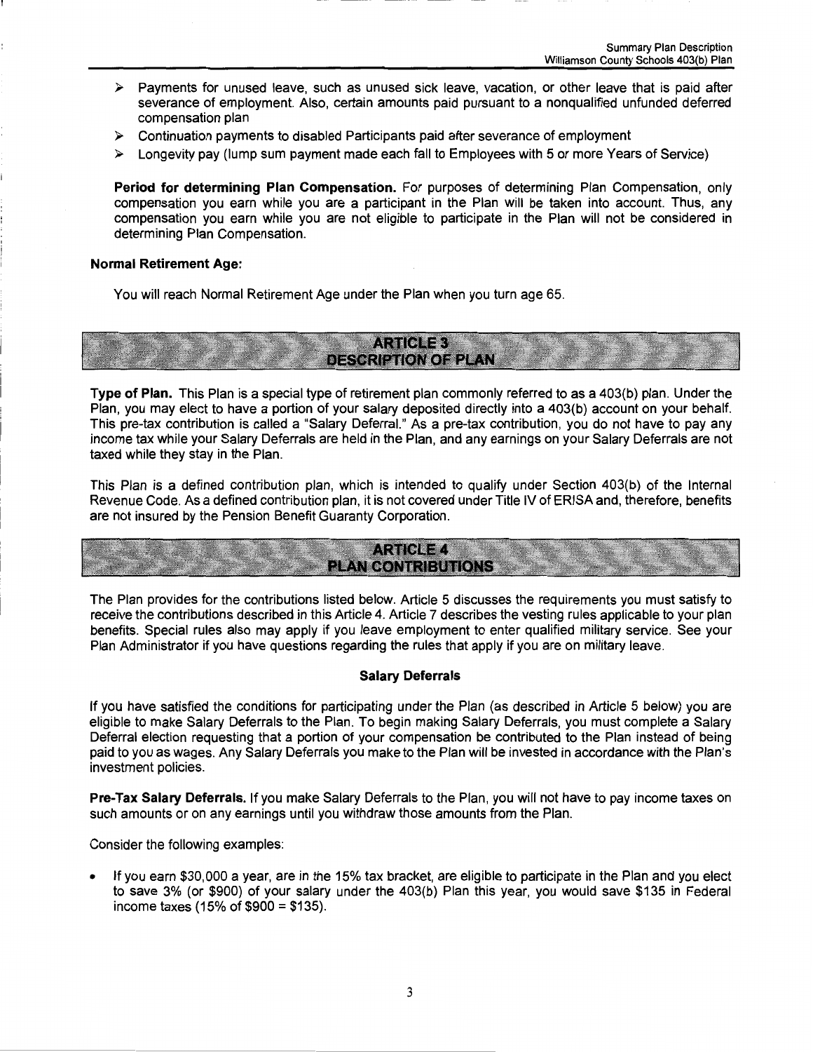- Payments for unused leave, such as unused sick leave, vacation, or other leave that is paid after severance of employment. Also, certain amounts paid pursuant to a nonqualified unfunded deferred compensation plan
- Continuation payments to disabled Participants paid after severance of employment
- Longevity pay (lump sum payment made each fall to Employees with 5 or more Years of Service)

**Period for determining Plan Compensation.** For purposes of determining Plan Compensation, only compensation you earn while you are a participant in the Plan will be taken into account. Thus, any compensation you earn while you are not eligible to participate in the Plan will not be considered in determining Plan Compensation.

**Normal Retirement Age:**

You will reach Normal Retirement Age under the Plan when you turn age 65.

## ARTICLE 3
## DESCRIPTION OF PLAN

**Type of Plan.** This Plan is a special type of retirement plan commonly referred to as a 403(b) plan. Under the Plan, you may elect to have a portion of your salary deposited directly into a 403(b) account on your behalf. This pre-tax contribution is called a "Salary Deferral." As a pre-tax contribution, you do not have to pay any income tax while your Salary Deferrals are held in the Plan, and any earnings on your Salary Deferrals are not taxed while they stay in the Plan.

This Plan is a defined contribution plan, which is intended to qualify under Section 403(b) of the Internal Revenue Code. As a defined contribution plan, it is not covered under Title IV of ERISA and, therefore, benefits are not insured by the Pension Benefit Guaranty Corporation.

## ARTICLE 4
## PLAN CONTRIBUTIONS

The Plan provides for the contributions listed below. Article 5 discusses the requirements you must satisfy to receive the contributions described in this Article 4. Article 7 describes the vesting rules applicable to your plan benefits. Special rules also may apply if you leave employment to enter qualified military service. See your Plan Administrator if you have questions regarding the rules that apply if you are on military leave.

### Salary Deferrals

If you have satisfied the conditions for participating under the Plan (as described in Article 5 below) you are eligible to make Salary Deferrals to the Plan. To begin making Salary Deferrals, you must complete a Salary Deferral election requesting that a portion of your compensation be contributed to the Plan instead of being paid to you as wages. Any Salary Deferrals you make to the Plan will be invested in accordance with the Plan's investment policies.

**Pre-Tax Salary Deferrals.** If you make Salary Deferrals to the Plan, you will not have to pay income taxes on such amounts or on any earnings until you withdraw those amounts from the Plan.

Consider the following examples:

- If you earn $30,000 a year, are in the 15% tax bracket, are eligible to participate in the Plan and you elect to save 3% (or $900) of your salary under the 403(b) Plan this year, you would save $135 in Federal income taxes (15% of $900 = $135).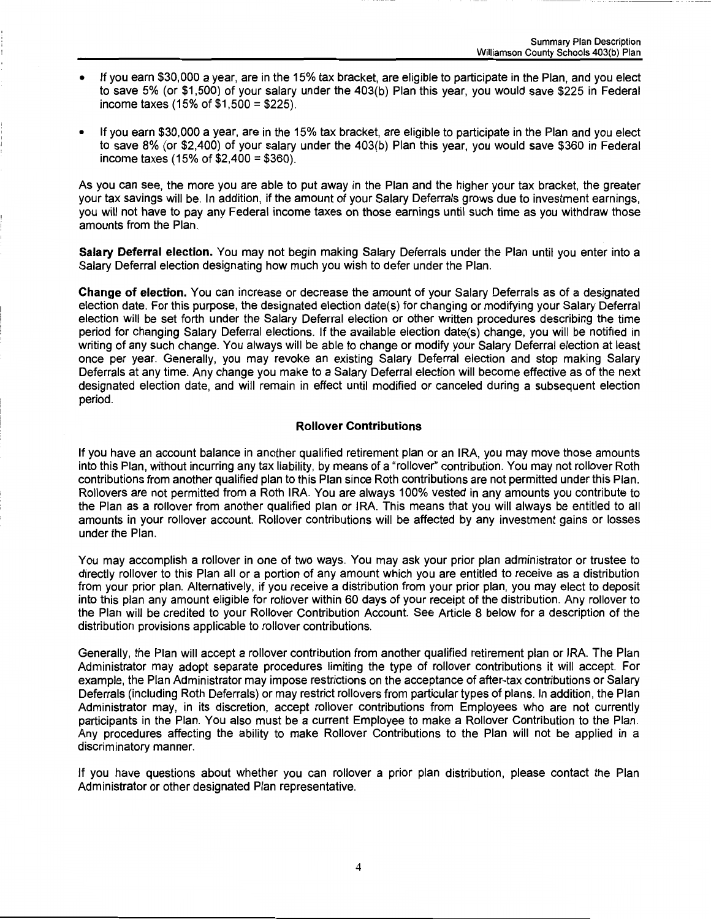- If you earn $30,000 a year, are in the 15% tax bracket, are eligible to participate in the Plan, and you elect to save 5% (or $1,500) of your salary under the 403(b) Plan this year, you would save $225 in Federal income taxes (15% of $1,500 = $225).

- If you earn $30,000 a year, are in the 15% tax bracket, are eligible to participate in the Plan and you elect to save 8% (or $2,400) of your salary under the 403(b) Plan this year, you would save $360 in Federal income taxes (15% of $2,400 = $360).

As you can see, the more you are able to put away in the Plan and the higher your tax bracket, the greater your tax savings will be. In addition, if the amount of your Salary Deferrals grows due to investment earnings, you will not have to pay any Federal income taxes on those earnings until such time as you withdraw those amounts from the Plan.

**Salary Deferral election.** You may not begin making Salary Deferrals under the Plan until you enter into a Salary Deferral election designating how much you wish to defer under the Plan.

**Change of election.** You can increase or decrease the amount of your Salary Deferrals as of a designated election date. For this purpose, the designated election date(s) for changing or modifying your Salary Deferral election will be set forth under the Salary Deferral election or other written procedures describing the time period for changing Salary Deferral elections. If the available election date(s) change, you will be notified in writing of any such change. You always will be able to change or modify your Salary Deferral election at least once per year. Generally, you may revoke an existing Salary Deferral election and stop making Salary Deferrals at any time. Any change you make to a Salary Deferral election will become effective as of the next designated election date, and will remain in effect until modified or canceled during a subsequent election period.

### Rollover Contributions

If you have an account balance in another qualified retirement plan or an IRA, you may move those amounts into this Plan, without incurring any tax liability, by means of a "rollover" contribution. You may not rollover Roth contributions from another qualified plan to this Plan since Roth contributions are not permitted under this Plan. Rollovers are not permitted from a Roth IRA. You are always 100% vested in any amounts you contribute to the Plan as a rollover from another qualified plan or IRA. This means that you will always be entitled to all amounts in your rollover account. Rollover contributions will be affected by any investment gains or losses under the Plan.

You may accomplish a rollover in one of two ways. You may ask your prior plan administrator or trustee to directly rollover to this Plan all or a portion of any amount which you are entitled to receive as a distribution from your prior plan. Alternatively, if you receive a distribution from your prior plan, you may elect to deposit into this plan any amount eligible for rollover within 60 days of your receipt of the distribution. Any rollover to the Plan will be credited to your Rollover Contribution Account. See Article 8 below for a description of the distribution provisions applicable to rollover contributions.

Generally, the Plan will accept a rollover contribution from another qualified retirement plan or IRA. The Plan Administrator may adopt separate procedures limiting the type of rollover contributions it will accept. For example, the Plan Administrator may impose restrictions on the acceptance of after-tax contributions or Salary Deferrals (including Roth Deferrals) or may restrict rollovers from particular types of plans. In addition, the Plan Administrator may, in its discretion, accept rollover contributions from Employees who are not currently participants in the Plan. You also must be a current Employee to make a Rollover Contribution to the Plan. Any procedures affecting the ability to make Rollover Contributions to the Plan will not be applied in a discriminatory manner.

If you have questions about whether you can rollover a prior plan distribution, please contact the Plan Administrator or other designated Plan representative.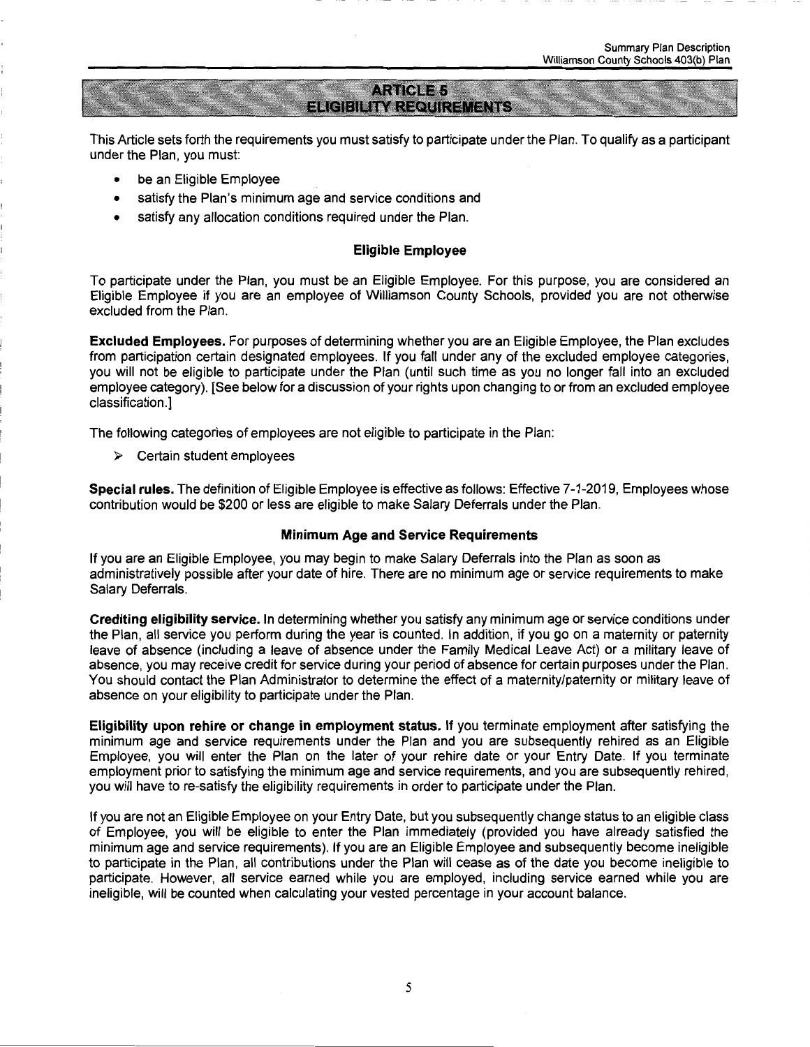# ARTICLE 5
# ELIGIBILITY REQUIREMENTS

This Article sets forth the requirements you must satisfy to participate under the Plan. To qualify as a participant under the Plan, you must:

- be an Eligible Employee
- satisfy the Plan's minimum age and service conditions and
- satisfy any allocation conditions required under the Plan.

### Eligible Employee

To participate under the Plan, you must be an Eligible Employee. For this purpose, you are considered an Eligible Employee if you are an employee of Williamson County Schools, provided you are not otherwise excluded from the Plan.

**Excluded Employees.** For purposes of determining whether you are an Eligible Employee, the Plan excludes from participation certain designated employees. If you fall under any of the excluded employee categories, you will not be eligible to participate under the Plan (until such time as you no longer fall into an excluded employee category). [See below for a discussion of your rights upon changing to or from an excluded employee classification.]

The following categories of employees are not eligible to participate in the Plan:

- Certain student employees

**Special rules.** The definition of Eligible Employee is effective as follows: Effective 7-1-2019, Employees whose contribution would be $200 or less are eligible to make Salary Deferrals under the Plan.

### Minimum Age and Service Requirements

If you are an Eligible Employee, you may begin to make Salary Deferrals into the Plan as soon as administratively possible after your date of hire. There are no minimum age or service requirements to make Salary Deferrals.

**Crediting eligibility service.** In determining whether you satisfy any minimum age or service conditions under the Plan, all service you perform during the year is counted. In addition, if you go on a maternity or paternity leave of absence (including a leave of absence under the Family Medical Leave Act) or a military leave of absence, you may receive credit for service during your period of absence for certain purposes under the Plan. You should contact the Plan Administrator to determine the effect of a maternity/paternity or military leave of absence on your eligibility to participate under the Plan.

**Eligibility upon rehire or change in employment status.** If you terminate employment after satisfying the minimum age and service requirements under the Plan and you are subsequently rehired as an Eligible Employee, you will enter the Plan on the later of your rehire date or your Entry Date. If you terminate employment prior to satisfying the minimum age and service requirements, and you are subsequently rehired, you will have to re-satisfy the eligibility requirements in order to participate under the Plan.

If you are not an Eligible Employee on your Entry Date, but you subsequently change status to an eligible class of Employee, you will be eligible to enter the Plan immediately (provided you have already satisfied the minimum age and service requirements). If you are an Eligible Employee and subsequently become ineligible to participate in the Plan, all contributions under the Plan will cease as of the date you become ineligible to participate. However, all service earned while you are employed, including service earned while you are ineligible, will be counted when calculating your vested percentage in your account balance.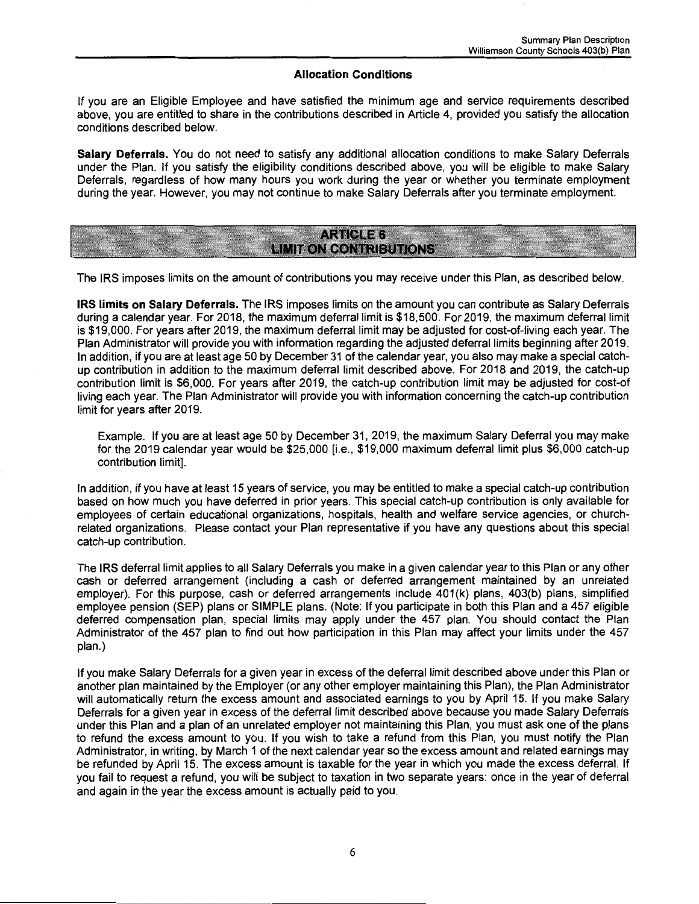### Allocation Conditions

If you are an Eligible Employee and have satisfied the minimum age and service requirements described above, you are entitled to share in the contributions described in Article 4, provided you satisfy the allocation conditions described below.

**Salary Deferrals.** You do not need to satisfy any additional allocation conditions to make Salary Deferrals under the Plan. If you satisfy the eligibility conditions described above, you will be eligible to make Salary Deferrals, regardless of how many hours you work during the year or whether you terminate employment during the year. However, you may not continue to make Salary Deferrals after you terminate employment.

## ARTICLE 6
## LIMIT ON CONTRIBUTIONS

The IRS imposes limits on the amount of contributions you may receive under this Plan, as described below.

**IRS limits on Salary Deferrals.** The IRS imposes limits on the amount you can contribute as Salary Deferrals during a calendar year. For 2018, the maximum deferral limit is $18,500. For 2019, the maximum deferral limit is $19,000. For years after 2019, the maximum deferral limit may be adjusted for cost-of-living each year. The Plan Administrator will provide you with information regarding the adjusted deferral limits beginning after 2019. In addition, if you are at least age 50 by December 31 of the calendar year, you also may make a special catch-up contribution in addition to the maximum deferral limit described above. For 2018 and 2019, the catch-up contribution limit is $6,000. For years after 2019, the catch-up contribution limit may be adjusted for cost-of living each year. The Plan Administrator will provide you with information concerning the catch-up contribution limit for years after 2019.

> Example. If you are at least age 50 by December 31, 2019, the maximum Salary Deferral you may make for the 2019 calendar year would be $25,000 [i.e., $19,000 maximum deferral limit plus $6,000 catch-up contribution limit].

In addition, if you have at least 15 years of service, you may be entitled to make a special catch-up contribution based on how much you have deferred in prior years. This special catch-up contribution is only available for employees of certain educational organizations, hospitals, health and welfare service agencies, or church-related organizations. Please contact your Plan representative if you have any questions about this special catch-up contribution.

The IRS deferral limit applies to all Salary Deferrals you make in a given calendar year to this Plan or any other cash or deferred arrangement (including a cash or deferred arrangement maintained by an unrelated employer). For this purpose, cash or deferred arrangements include 401(k) plans, 403(b) plans, simplified employee pension (SEP) plans or SIMPLE plans. (Note: If you participate in both this Plan and a 457 eligible deferred compensation plan, special limits may apply under the 457 plan. You should contact the Plan Administrator of the 457 plan to find out how participation in this Plan may affect your limits under the 457 plan.)

If you make Salary Deferrals for a given year in excess of the deferral limit described above under this Plan or another plan maintained by the Employer (or any other employer maintaining this Plan), the Plan Administrator will automatically return the excess amount and associated earnings to you by April 15. If you make Salary Deferrals for a given year in excess of the deferral limit described above because you made Salary Deferrals under this Plan and a plan of an unrelated employer not maintaining this Plan, you must ask one of the plans to refund the excess amount to you. If you wish to take a refund from this Plan, you must notify the Plan Administrator, in writing, by March 1 of the next calendar year so the excess amount and related earnings may be refunded by April 15. The excess amount is taxable for the year in which you made the excess deferral. If you fail to request a refund, you will be subject to taxation in two separate years: once in the year of deferral and again in the year the excess amount is actually paid to you.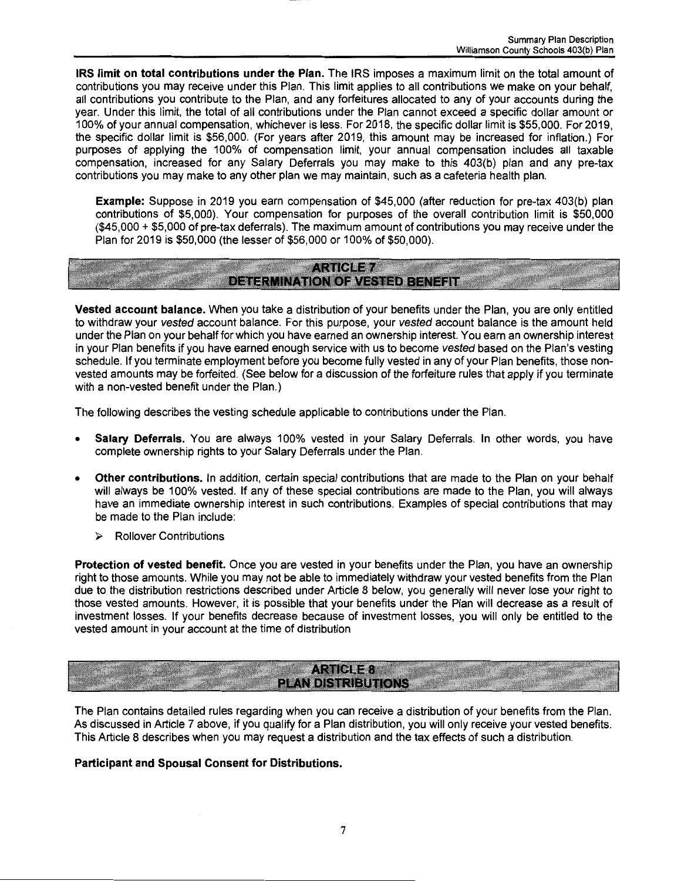**IRS limit on total contributions under the Plan.** The IRS imposes a maximum limit on the total amount of contributions you may receive under this Plan. This limit applies to all contributions we make on your behalf, all contributions you contribute to the Plan, and any forfeitures allocated to any of your accounts during the year. Under this limit, the total of all contributions under the Plan cannot exceed a specific dollar amount or 100% of your annual compensation, whichever is less. For 2018, the specific dollar limit is $55,000. For 2019, the specific dollar limit is $56,000. (For years after 2019, this amount may be increased for inflation.) For purposes of applying the 100% of compensation limit, your annual compensation includes all taxable compensation, increased for any Salary Deferrals you may make to this 403(b) plan and any pre-tax contributions you may make to any other plan we may maintain, such as a cafeteria health plan.

> **Example:** Suppose in 2019 you earn compensation of $45,000 (after reduction for pre-tax 403(b) plan contributions of $5,000). Your compensation for purposes of the overall contribution limit is $50,000 ($45,000 + $5,000 of pre-tax deferrals). The maximum amount of contributions you may receive under the Plan for 2019 is $50,000 (the lesser of $56,000 or 100% of $50,000).

## ARTICLE 7
## DETERMINATION OF VESTED BENEFIT

**Vested account balance.** When you take a distribution of your benefits under the Plan, you are only entitled to withdraw your *vested* account balance. For this purpose, your *vested* account balance is the amount held under the Plan on your behalf for which you have earned an ownership interest. You earn an ownership interest in your Plan benefits if you have earned enough service with us to become *vested* based on the Plan's vesting schedule. If you terminate employment before you become fully vested in any of your Plan benefits, those non-vested amounts may be forfeited. (See below for a discussion of the forfeiture rules that apply if you terminate with a non-vested benefit under the Plan.)

The following describes the vesting schedule applicable to contributions under the Plan.

- **Salary Deferrals.** You are always 100% vested in your Salary Deferrals. In other words, you have complete ownership rights to your Salary Deferrals under the Plan.
- **Other contributions.** In addition, certain special contributions that are made to the Plan on your behalf will always be 100% vested. If any of these special contributions are made to the Plan, you will always have an immediate ownership interest in such contributions. Examples of special contributions that may be made to the Plan include:
  - Rollover Contributions

**Protection of vested benefit.** Once you are vested in your benefits under the Plan, you have an ownership right to those amounts. While you may not be able to immediately withdraw your vested benefits from the Plan due to the distribution restrictions described under Article 8 below, you generally will never lose your right to those vested amounts. However, it is possible that your benefits under the Plan will decrease as a result of investment losses. If your benefits decrease because of investment losses, you will only be entitled to the vested amount in your account at the time of distribution

## ARTICLE 8
## PLAN DISTRIBUTIONS

The Plan contains detailed rules regarding when you can receive a distribution of your benefits from the Plan. As discussed in Article 7 above, if you qualify for a Plan distribution, you will only receive your vested benefits. This Article 8 describes when you may request a distribution and the tax effects of such a distribution.

**Participant and Spousal Consent for Distributions.**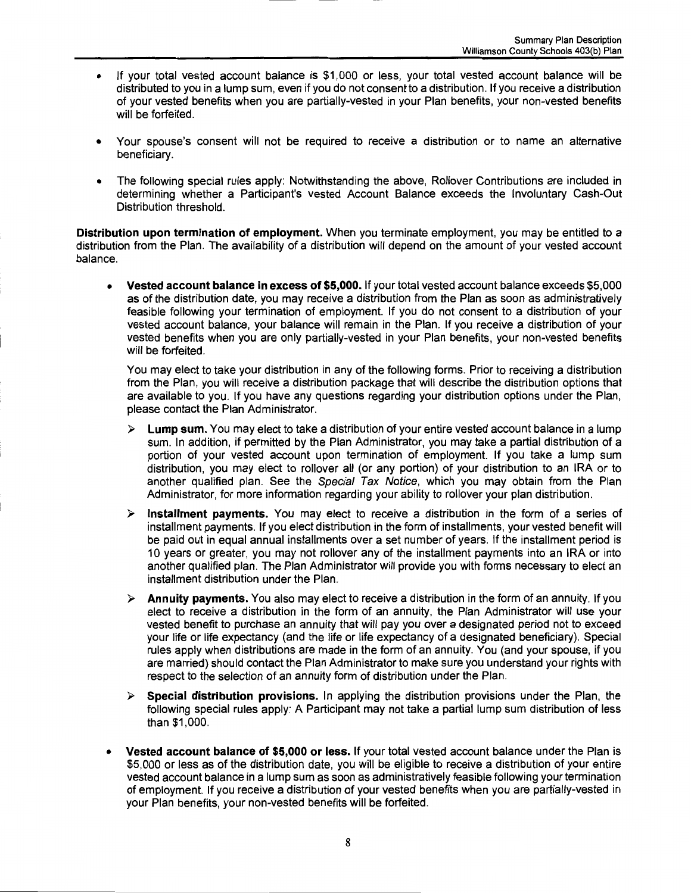- If your total vested account balance is $1,000 or less, your total vested account balance will be distributed to you in a lump sum, even if you do not consent to a distribution. If you receive a distribution of your vested benefits when you are partially-vested in your Plan benefits, your non-vested benefits will be forfeited.
- Your spouse's consent will not be required to receive a distribution or to name an alternative beneficiary.
- The following special rules apply: Notwithstanding the above, Rollover Contributions are included in determining whether a Participant's vested Account Balance exceeds the Involuntary Cash-Out Distribution threshold.

**Distribution upon termination of employment.** When you terminate employment, you may be entitled to a distribution from the Plan. The availability of a distribution will depend on the amount of your vested account balance.

- **Vested account balance in excess of $5,000.** If your total vested account balance exceeds $5,000 as of the distribution date, you may receive a distribution from the Plan as soon as administratively feasible following your termination of employment. If you do not consent to a distribution of your vested account balance, your balance will remain in the Plan. If you receive a distribution of your vested benefits when you are only partially-vested in your Plan benefits, your non-vested benefits will be forfeited.

  You may elect to take your distribution in any of the following forms. Prior to receiving a distribution from the Plan, you will receive a distribution package that will describe the distribution options that are available to you. If you have any questions regarding your distribution options under the Plan, please contact the Plan Administrator.

  - **Lump sum.** You may elect to take a distribution of your entire vested account balance in a lump sum. In addition, if permitted by the Plan Administrator, you may take a partial distribution of a portion of your vested account upon termination of employment. If you take a lump sum distribution, you may elect to rollover all (or any portion) of your distribution to an IRA or to another qualified plan. See the *Special Tax Notice*, which you may obtain from the Plan Administrator, for more information regarding your ability to rollover your plan distribution.
  - **Installment payments.** You may elect to receive a distribution in the form of a series of installment payments. If you elect distribution in the form of installments, your vested benefit will be paid out in equal annual installments over a set number of years. If the installment period is 10 years or greater, you may not rollover any of the installment payments into an IRA or into another qualified plan. The Plan Administrator will provide you with forms necessary to elect an installment distribution under the Plan.
  - **Annuity payments.** You also may elect to receive a distribution in the form of an annuity. If you elect to receive a distribution in the form of an annuity, the Plan Administrator will use your vested benefit to purchase an annuity that will pay you over a designated period not to exceed your life or life expectancy (and the life or life expectancy of a designated beneficiary). Special rules apply when distributions are made in the form of an annuity. You (and your spouse, if you are married) should contact the Plan Administrator to make sure you understand your rights with respect to the selection of an annuity form of distribution under the Plan.
  - **Special distribution provisions.** In applying the distribution provisions under the Plan, the following special rules apply: A Participant may not take a partial lump sum distribution of less than $1,000.

- **Vested account balance of $5,000 or less.** If your total vested account balance under the Plan is $5,000 or less as of the distribution date, you will be eligible to receive a distribution of your entire vested account balance in a lump sum as soon as administratively feasible following your termination of employment. If you receive a distribution of your vested benefits when you are partially-vested in your Plan benefits, your non-vested benefits will be forfeited.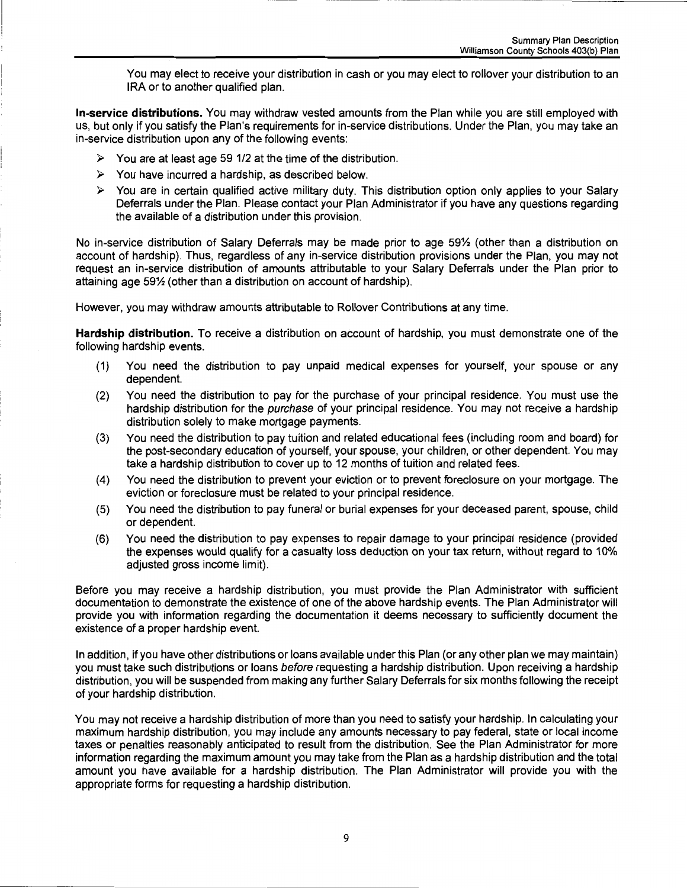You may elect to receive your distribution in cash or you may elect to rollover your distribution to an IRA or to another qualified plan.

**In-service distributions.** You may withdraw vested amounts from the Plan while you are still employed with us, but only if you satisfy the Plan's requirements for in-service distributions. Under the Plan, you may take an in-service distribution upon any of the following events:

- You are at least age 59 1/2 at the time of the distribution.
- You have incurred a hardship, as described below.
- You are in certain qualified active military duty. This distribution option only applies to your Salary Deferrals under the Plan. Please contact your Plan Administrator if you have any questions regarding the available of a distribution under this provision.

No in-service distribution of Salary Deferrals may be made prior to age 59½ (other than a distribution on account of hardship). Thus, regardless of any in-service distribution provisions under the Plan, you may not request an in-service distribution of amounts attributable to your Salary Deferrals under the Plan prior to attaining age 59½ (other than a distribution on account of hardship).

However, you may withdraw amounts attributable to Rollover Contributions at any time.

**Hardship distribution.** To receive a distribution on account of hardship, you must demonstrate one of the following hardship events.

(1) You need the distribution to pay unpaid medical expenses for yourself, your spouse or any dependent.

(2) You need the distribution to pay for the purchase of your principal residence. You must use the hardship distribution for the *purchase* of your principal residence. You may not receive a hardship distribution solely to make mortgage payments.

(3) You need the distribution to pay tuition and related educational fees (including room and board) for the post-secondary education of yourself, your spouse, your children, or other dependent. You may take a hardship distribution to cover up to 12 months of tuition and related fees.

(4) You need the distribution to prevent your eviction or to prevent foreclosure on your mortgage. The eviction or foreclosure must be related to your principal residence.

(5) You need the distribution to pay funeral or burial expenses for your deceased parent, spouse, child or dependent.

(6) You need the distribution to pay expenses to repair damage to your principal residence (provided the expenses would qualify for a casualty loss deduction on your tax return, without regard to 10% adjusted gross income limit).

Before you may receive a hardship distribution, you must provide the Plan Administrator with sufficient documentation to demonstrate the existence of one of the above hardship events. The Plan Administrator will provide you with information regarding the documentation it deems necessary to sufficiently document the existence of a proper hardship event.

In addition, if you have other distributions or loans available under this Plan (or any other plan we may maintain) you must take such distributions or loans *before* requesting a hardship distribution. Upon receiving a hardship distribution, you will be suspended from making any further Salary Deferrals for six months following the receipt of your hardship distribution.

You may not receive a hardship distribution of more than you need to satisfy your hardship. In calculating your maximum hardship distribution, you may include any amounts necessary to pay federal, state or local income taxes or penalties reasonably anticipated to result from the distribution. See the Plan Administrator for more information regarding the maximum amount you may take from the Plan as a hardship distribution and the total amount you have available for a hardship distribution. The Plan Administrator will provide you with the appropriate forms for requesting a hardship distribution.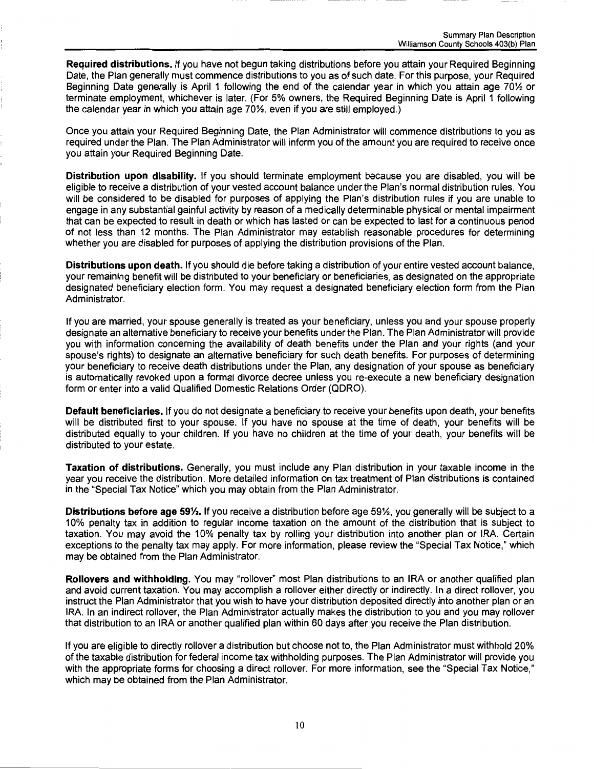**Required distributions.** If you have not begun taking distributions before you attain your Required Beginning Date, the Plan generally must commence distributions to you as of such date. For this purpose, your Required Beginning Date generally is April 1 following the end of the calendar year in which you attain age 70½ or terminate employment, whichever is later. (For 5% owners, the Required Beginning Date is April 1 following the calendar year in which you attain age 70½, even if you are still employed.)

Once you attain your Required Beginning Date, the Plan Administrator will commence distributions to you as required under the Plan. The Plan Administrator will inform you of the amount you are required to receive once you attain your Required Beginning Date.

**Distribution upon disability.** If you should terminate employment because you are disabled, you will be eligible to receive a distribution of your vested account balance under the Plan's normal distribution rules. You will be considered to be disabled for purposes of applying the Plan's distribution rules if you are unable to engage in any substantial gainful activity by reason of a medically determinable physical or mental impairment that can be expected to result in death or which has lasted or can be expected to last for a continuous period of not less than 12 months. The Plan Administrator may establish reasonable procedures for determining whether you are disabled for purposes of applying the distribution provisions of the Plan.

**Distributions upon death.** If you should die before taking a distribution of your entire vested account balance, your remaining benefit will be distributed to your beneficiary or beneficiaries, as designated on the appropriate designated beneficiary election form. You may request a designated beneficiary election form from the Plan Administrator.

If you are married, your spouse generally is treated as your beneficiary, unless you and your spouse properly designate an alternative beneficiary to receive your benefits under the Plan. The Plan Administrator will provide you with information concerning the availability of death benefits under the Plan and your rights (and your spouse's rights) to designate an alternative beneficiary for such death benefits. For purposes of determining your beneficiary to receive death distributions under the Plan, any designation of your spouse as beneficiary is automatically revoked upon a formal divorce decree unless you re-execute a new beneficiary designation form or enter into a valid Qualified Domestic Relations Order (QDRO).

**Default beneficiaries.** If you do not designate a beneficiary to receive your benefits upon death, your benefits will be distributed first to your spouse. If you have no spouse at the time of death, your benefits will be distributed equally to your children. If you have no children at the time of your death, your benefits will be distributed to your estate.

**Taxation of distributions.** Generally, you must include any Plan distribution in your taxable income in the year you receive the distribution. More detailed information on tax treatment of Plan distributions is contained in the "Special Tax Notice" which you may obtain from the Plan Administrator.

**Distributions before age 59½.** If you receive a distribution before age 59½, you generally will be subject to a 10% penalty tax in addition to regular income taxation on the amount of the distribution that is subject to taxation. You may avoid the 10% penalty tax by rolling your distribution into another plan or IRA. Certain exceptions to the penalty tax may apply. For more information, please review the "Special Tax Notice," which may be obtained from the Plan Administrator.

**Rollovers and withholding.** You may "rollover" most Plan distributions to an IRA or another qualified plan and avoid current taxation. You may accomplish a rollover either directly or indirectly. In a direct rollover, you instruct the Plan Administrator that you wish to have your distribution deposited directly into another plan or an IRA. In an indirect rollover, the Plan Administrator actually makes the distribution to you and you may rollover that distribution to an IRA or another qualified plan within 60 days after you receive the Plan distribution.

If you are eligible to directly rollover a distribution but choose not to, the Plan Administrator must withhold 20% of the taxable distribution for federal income tax withholding purposes. The Plan Administrator will provide you with the appropriate forms for choosing a direct rollover. For more information, see the "Special Tax Notice," which may be obtained from the Plan Administrator.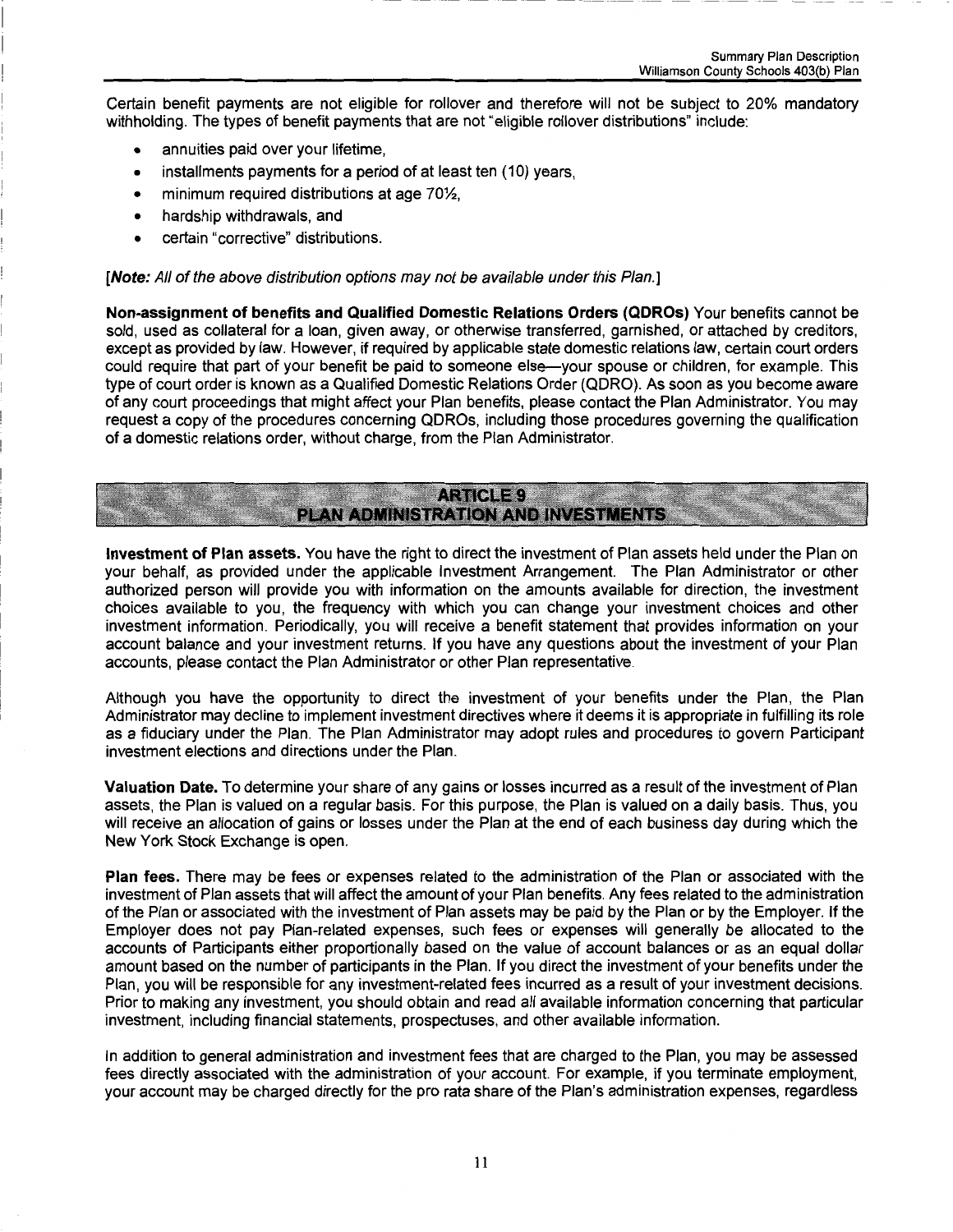Certain benefit payments are not eligible for rollover and therefore will not be subject to 20% mandatory withholding. The types of benefit payments that are not "eligible rollover distributions" include:

- annuities paid over your lifetime,
- installments payments for a period of at least ten (10) years,
- minimum required distributions at age 70½,
- hardship withdrawals, and
- certain "corrective" distributions.

[***Note:*** *All of the above distribution options may not be available under this Plan.*]

**Non-assignment of benefits and Qualified Domestic Relations Orders (QDROs)** Your benefits cannot be sold, used as collateral for a loan, given away, or otherwise transferred, garnished, or attached by creditors, except as provided by law. However, if required by applicable state domestic relations law, certain court orders could require that part of your benefit be paid to someone else—your spouse or children, for example. This type of court order is known as a Qualified Domestic Relations Order (QDRO). As soon as you become aware of any court proceedings that might affect your Plan benefits, please contact the Plan Administrator. You may request a copy of the procedures concerning QDROs, including those procedures governing the qualification of a domestic relations order, without charge, from the Plan Administrator.

## ARTICLE 9
## PLAN ADMINISTRATION AND INVESTMENTS

**Investment of Plan assets.** You have the right to direct the investment of Plan assets held under the Plan on your behalf, as provided under the applicable Investment Arrangement. The Plan Administrator or other authorized person will provide you with information on the amounts available for direction, the investment choices available to you, the frequency with which you can change your investment choices and other investment information. Periodically, you will receive a benefit statement that provides information on your account balance and your investment returns. If you have any questions about the investment of your Plan accounts, please contact the Plan Administrator or other Plan representative.

Although you have the opportunity to direct the investment of your benefits under the Plan, the Plan Administrator may decline to implement investment directives where it deems it is appropriate in fulfilling its role as a fiduciary under the Plan. The Plan Administrator may adopt rules and procedures to govern Participant investment elections and directions under the Plan.

**Valuation Date.** To determine your share of any gains or losses incurred as a result of the investment of Plan assets, the Plan is valued on a regular basis. For this purpose, the Plan is valued on a daily basis. Thus, you will receive an allocation of gains or losses under the Plan at the end of each business day during which the New York Stock Exchange is open.

**Plan fees.** There may be fees or expenses related to the administration of the Plan or associated with the investment of Plan assets that will affect the amount of your Plan benefits. Any fees related to the administration of the Plan or associated with the investment of Plan assets may be paid by the Plan or by the Employer. If the Employer does not pay Plan-related expenses, such fees or expenses will generally be allocated to the accounts of Participants either proportionally based on the value of account balances or as an equal dollar amount based on the number of participants in the Plan. If you direct the investment of your benefits under the Plan, you will be responsible for any investment-related fees incurred as a result of your investment decisions. Prior to making any investment, you should obtain and read all available information concerning that particular investment, including financial statements, prospectuses, and other available information.

In addition to general administration and investment fees that are charged to the Plan, you may be assessed fees directly associated with the administration of your account. For example, if you terminate employment, your account may be charged directly for the pro rata share of the Plan's administration expenses, regardless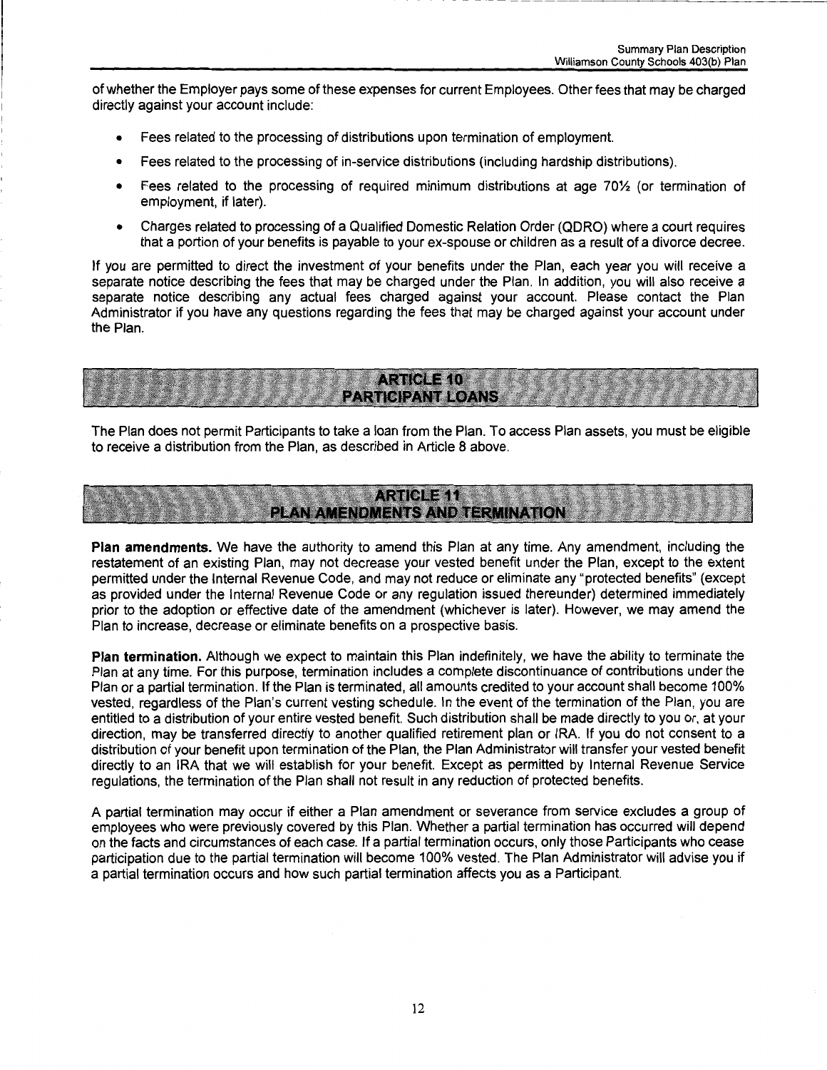of whether the Employer pays some of these expenses for current Employees. Other fees that may be charged directly against your account include:

- Fees related to the processing of distributions upon termination of employment.
- Fees related to the processing of in-service distributions (including hardship distributions).
- Fees related to the processing of required minimum distributions at age 70½ (or termination of employment, if later).
- Charges related to processing of a Qualified Domestic Relation Order (QDRO) where a court requires that a portion of your benefits is payable to your ex-spouse or children as a result of a divorce decree.

If you are permitted to direct the investment of your benefits under the Plan, each year you will receive a separate notice describing the fees that may be charged under the Plan. In addition, you will also receive a separate notice describing any actual fees charged against your account. Please contact the Plan Administrator if you have any questions regarding the fees that may be charged against your account under the Plan.

## ARTICLE 10
## PARTICIPANT LOANS

The Plan does not permit Participants to take a loan from the Plan. To access Plan assets, you must be eligible to receive a distribution from the Plan, as described in Article 8 above.

## ARTICLE 11
## PLAN AMENDMENTS AND TERMINATION

**Plan amendments.** We have the authority to amend this Plan at any time. Any amendment, including the restatement of an existing Plan, may not decrease your vested benefit under the Plan, except to the extent permitted under the Internal Revenue Code, and may not reduce or eliminate any "protected benefits" (except as provided under the Internal Revenue Code or any regulation issued thereunder) determined immediately prior to the adoption or effective date of the amendment (whichever is later). However, we may amend the Plan to increase, decrease or eliminate benefits on a prospective basis.

**Plan termination.** Although we expect to maintain this Plan indefinitely, we have the ability to terminate the Plan at any time. For this purpose, termination includes a complete discontinuance of contributions under the Plan or a partial termination. If the Plan is terminated, all amounts credited to your account shall become 100% vested, regardless of the Plan's current vesting schedule. In the event of the termination of the Plan, you are entitled to a distribution of your entire vested benefit. Such distribution shall be made directly to you or, at your direction, may be transferred directly to another qualified retirement plan or IRA. If you do not consent to a distribution of your benefit upon termination of the Plan, the Plan Administrator will transfer your vested benefit directly to an IRA that we will establish for your benefit. Except as permitted by Internal Revenue Service regulations, the termination of the Plan shall not result in any reduction of protected benefits.

A partial termination may occur if either a Plan amendment or severance from service excludes a group of employees who were previously covered by this Plan. Whether a partial termination has occurred will depend on the facts and circumstances of each case. If a partial termination occurs, only those Participants who cease participation due to the partial termination will become 100% vested. The Plan Administrator will advise you if a partial termination occurs and how such partial termination affects you as a Participant.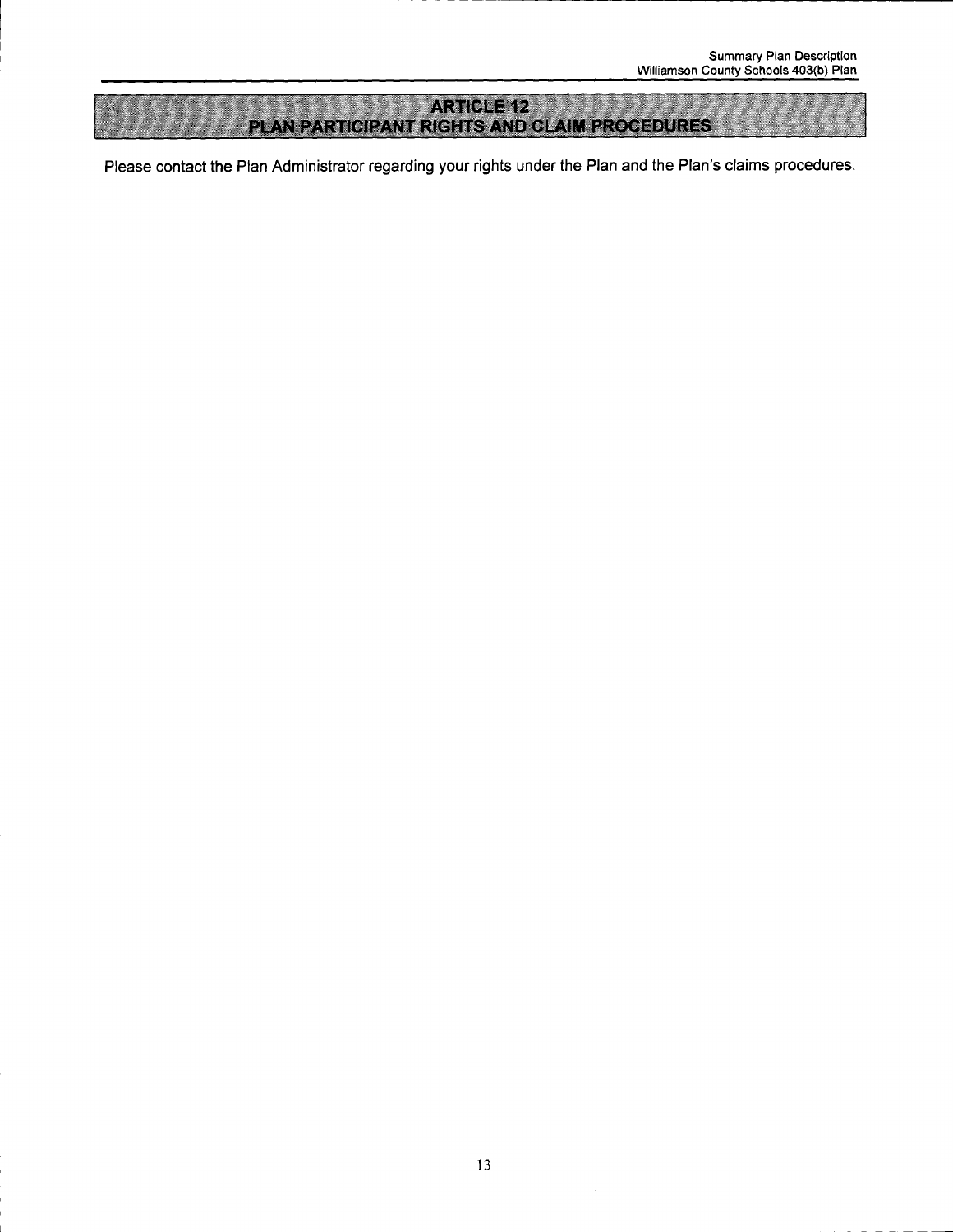# ARTICLE 12
# PLAN PARTICIPANT RIGHTS AND CLAIM PROCEDURES

Please contact the Plan Administrator regarding your rights under the Plan and the Plan's claims procedures.